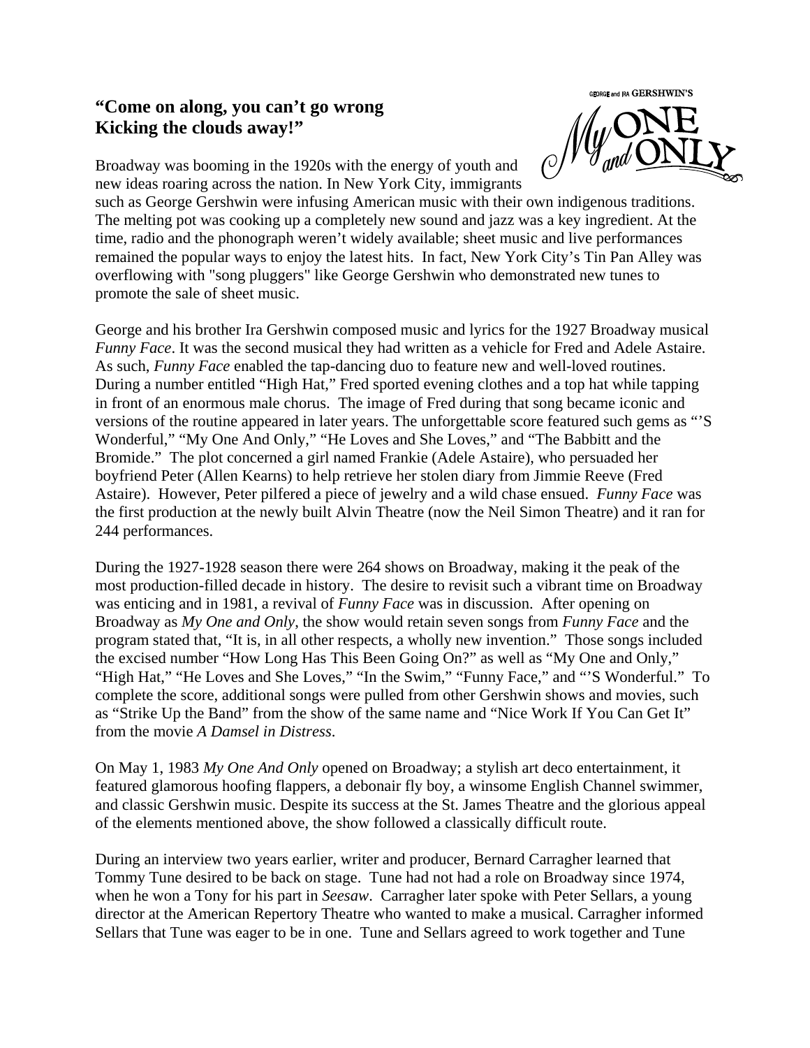**“Come on along, you can’t go wrong
Kicking the clouds away!”**

GEORGE and IRA GERSHWIN’S
My ONE and ONLY

Broadway was booming in the 1920s with the energy of youth and new ideas roaring across the nation. In New York City, immigrants such as George Gershwin were infusing American music with their own indigenous traditions. The melting pot was cooking up a completely new sound and jazz was a key ingredient. At the time, radio and the phonograph weren’t widely available; sheet music and live performances remained the popular ways to enjoy the latest hits. In fact, New York City’s Tin Pan Alley was overflowing with "song pluggers" like George Gershwin who demonstrated new tunes to promote the sale of sheet music.

George and his brother Ira Gershwin composed music and lyrics for the 1927 Broadway musical *Funny Face*. It was the second musical they had written as a vehicle for Fred and Adele Astaire. As such, *Funny Face* enabled the tap-dancing duo to feature new and well-loved routines. During a number entitled “High Hat,” Fred sported evening clothes and a top hat while tapping in front of an enormous male chorus. The image of Fred during that song became iconic and versions of the routine appeared in later years. The unforgettable score featured such gems as “’S Wonderful,” “My One And Only,” “He Loves and She Loves,” and “The Babbitt and the Bromide.” The plot concerned a girl named Frankie (Adele Astaire), who persuaded her boyfriend Peter (Allen Kearns) to help retrieve her stolen diary from Jimmie Reeve (Fred Astaire). However, Peter pilfered a piece of jewelry and a wild chase ensued. *Funny Face* was the first production at the newly built Alvin Theatre (now the Neil Simon Theatre) and it ran for 244 performances.

During the 1927-1928 season there were 264 shows on Broadway, making it the peak of the most production-filled decade in history. The desire to revisit such a vibrant time on Broadway was enticing and in 1981, a revival of *Funny Face* was in discussion. After opening on Broadway as *My One and Only*, the show would retain seven songs from *Funny Face* and the program stated that, “It is, in all other respects, a wholly new invention.” Those songs included the excised number “How Long Has This Been Going On?” as well as “My One and Only,” “High Hat,” “He Loves and She Loves,” “In the Swim,” “Funny Face,” and “’S Wonderful.” To complete the score, additional songs were pulled from other Gershwin shows and movies, such as “Strike Up the Band” from the show of the same name and “Nice Work If You Can Get It” from the movie *A Damsel in Distress*.

On May 1, 1983 *My One And Only* opened on Broadway; a stylish art deco entertainment, it featured glamorous hoofing flappers, a debonair fly boy, a winsome English Channel swimmer, and classic Gershwin music. Despite its success at the St. James Theatre and the glorious appeal of the elements mentioned above, the show followed a classically difficult route.

During an interview two years earlier, writer and producer, Bernard Carragher learned that Tommy Tune desired to be back on stage. Tune had not had a role on Broadway since 1974, when he won a Tony for his part in *Seesaw*. Carragher later spoke with Peter Sellars, a young director at the American Repertory Theatre who wanted to make a musical. Carragher informed Sellars that Tune was eager to be in one. Tune and Sellars agreed to work together and Tune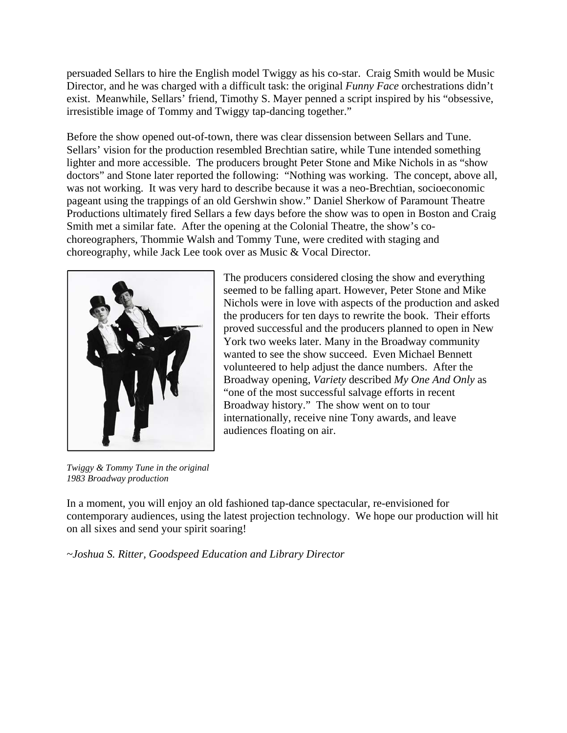persuaded Sellars to hire the English model Twiggy as his co-star. Craig Smith would be Music Director, and he was charged with a difficult task: the original *Funny Face* orchestrations didn't exist. Meanwhile, Sellars' friend, Timothy S. Mayer penned a script inspired by his "obsessive, irresistible image of Tommy and Twiggy tap-dancing together."

Before the show opened out-of-town, there was clear dissension between Sellars and Tune. Sellars' vision for the production resembled Brechtian satire, while Tune intended something lighter and more accessible. The producers brought Peter Stone and Mike Nichols in as "show doctors" and Stone later reported the following: "Nothing was working. The concept, above all, was not working. It was very hard to describe because it was a neo-Brechtian, socioeconomic pageant using the trappings of an old Gershwin show." Daniel Sherkow of Paramount Theatre Productions ultimately fired Sellars a few days before the show was to open in Boston and Craig Smith met a similar fate. After the opening at the Colonial Theatre, the show's co-choreographers, Thommie Walsh and Tommy Tune, were credited with staging and choreography, while Jack Lee took over as Music & Vocal Director.

The producers considered closing the show and everything seemed to be falling apart. However, Peter Stone and Mike Nichols were in love with aspects of the production and asked the producers for ten days to rewrite the book. Their efforts proved successful and the producers planned to open in New York two weeks later. Many in the Broadway community wanted to see the show succeed. Even Michael Bennett volunteered to help adjust the dance numbers. After the Broadway opening, *Variety* described *My One And Only* as "one of the most successful salvage efforts in recent Broadway history." The show went on to tour internationally, receive nine Tony awards, and leave audiences floating on air.

*Twiggy & Tommy Tune in the original 1983 Broadway production*

In a moment, you will enjoy an old fashioned tap-dance spectacular, re-envisioned for contemporary audiences, using the latest projection technology. We hope our production will hit on all sixes and send your spirit soaring!

*~Joshua S. Ritter, Goodspeed Education and Library Director*